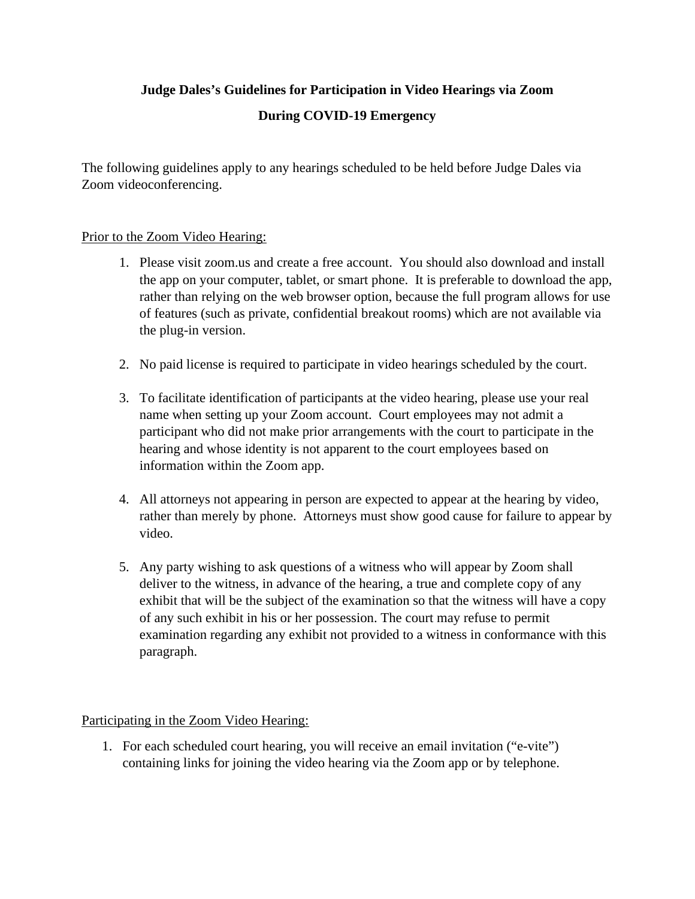**Judge Dales's Guidelines for Participation in Video Hearings via Zoom**

**During COVID-19 Emergency**

The following guidelines apply to any hearings scheduled to be held before Judge Dales via Zoom videoconferencing.

Prior to the Zoom Video Hearing:

1. Please visit zoom.us and create a free account. You should also download and install the app on your computer, tablet, or smart phone. It is preferable to download the app, rather than relying on the web browser option, because the full program allows for use of features (such as private, confidential breakout rooms) which are not available via the plug-in version.

2. No paid license is required to participate in video hearings scheduled by the court.

3. To facilitate identification of participants at the video hearing, please use your real name when setting up your Zoom account. Court employees may not admit a participant who did not make prior arrangements with the court to participate in the hearing and whose identity is not apparent to the court employees based on information within the Zoom app.

4. All attorneys not appearing in person are expected to appear at the hearing by video, rather than merely by phone. Attorneys must show good cause for failure to appear by video.

5. Any party wishing to ask questions of a witness who will appear by Zoom shall deliver to the witness, in advance of the hearing, a true and complete copy of any exhibit that will be the subject of the examination so that the witness will have a copy of any such exhibit in his or her possession. The court may refuse to permit examination regarding any exhibit not provided to a witness in conformance with this paragraph.

Participating in the Zoom Video Hearing:

1. For each scheduled court hearing, you will receive an email invitation ("e-vite") containing links for joining the video hearing via the Zoom app or by telephone.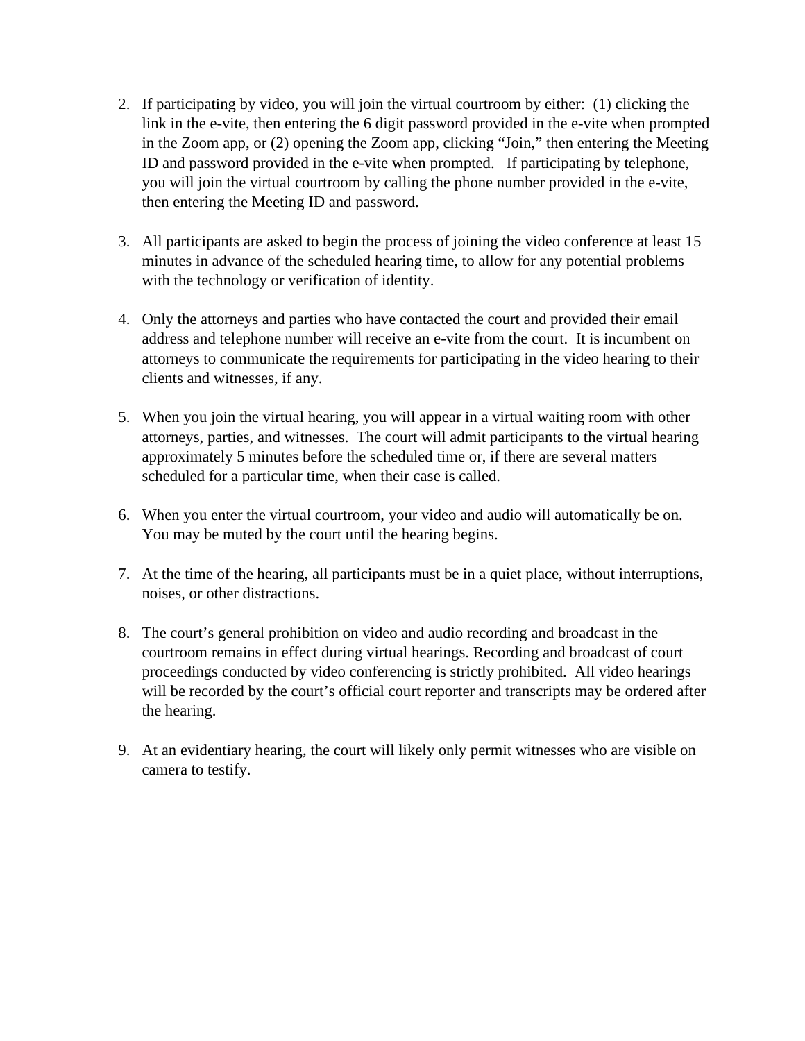2. If participating by video, you will join the virtual courtroom by either: (1) clicking the link in the e-vite, then entering the 6 digit password provided in the e-vite when prompted in the Zoom app, or (2) opening the Zoom app, clicking "Join," then entering the Meeting ID and password provided in the e-vite when prompted. If participating by telephone, you will join the virtual courtroom by calling the phone number provided in the e-vite, then entering the Meeting ID and password.

3. All participants are asked to begin the process of joining the video conference at least 15 minutes in advance of the scheduled hearing time, to allow for any potential problems with the technology or verification of identity.

4. Only the attorneys and parties who have contacted the court and provided their email address and telephone number will receive an e-vite from the court. It is incumbent on attorneys to communicate the requirements for participating in the video hearing to their clients and witnesses, if any.

5. When you join the virtual hearing, you will appear in a virtual waiting room with other attorneys, parties, and witnesses. The court will admit participants to the virtual hearing approximately 5 minutes before the scheduled time or, if there are several matters scheduled for a particular time, when their case is called.

6. When you enter the virtual courtroom, your video and audio will automatically be on. You may be muted by the court until the hearing begins.

7. At the time of the hearing, all participants must be in a quiet place, without interruptions, noises, or other distractions.

8. The court's general prohibition on video and audio recording and broadcast in the courtroom remains in effect during virtual hearings. Recording and broadcast of court proceedings conducted by video conferencing is strictly prohibited. All video hearings will be recorded by the court's official court reporter and transcripts may be ordered after the hearing.

9. At an evidentiary hearing, the court will likely only permit witnesses who are visible on camera to testify.